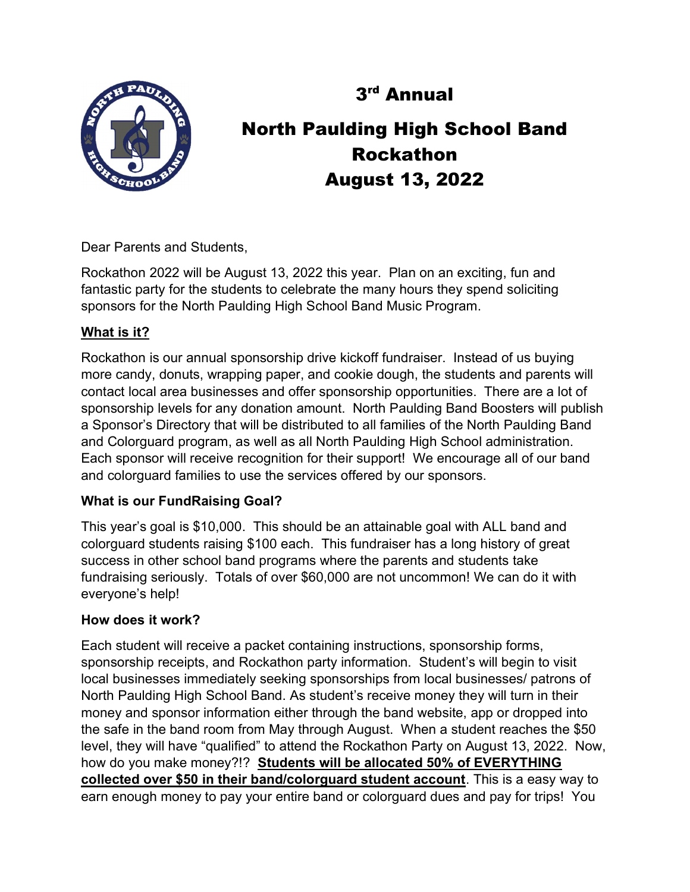# 3rd Annual

# North Paulding High School Band Rockathon August 13, 2022

Dear Parents and Students,

Rockathon 2022 will be August 13, 2022 this year. Plan on an exciting, fun and fantastic party for the students to celebrate the many hours they spend soliciting sponsors for the North Paulding High School Band Music Program.

**What is it?**

Rockathon is our annual sponsorship drive kickoff fundraiser. Instead of us buying more candy, donuts, wrapping paper, and cookie dough, the students and parents will contact local area businesses and offer sponsorship opportunities. There are a lot of sponsorship levels for any donation amount. North Paulding Band Boosters will publish a Sponsor's Directory that will be distributed to all families of the North Paulding Band and Colorguard program, as well as all North Paulding High School administration. Each sponsor will receive recognition for their support! We encourage all of our band and colorguard families to use the services offered by our sponsors.

**What is our FundRaising Goal?**

This year's goal is $10,000. This should be an attainable goal with ALL band and colorguard students raising $100 each. This fundraiser has a long history of great success in other school band programs where the parents and students take fundraising seriously. Totals of over $60,000 are not uncommon! We can do it with everyone's help!

**How does it work?**

Each student will receive a packet containing instructions, sponsorship forms, sponsorship receipts, and Rockathon party information. Student's will begin to visit local businesses immediately seeking sponsorships from local businesses/ patrons of North Paulding High School Band. As student's receive money they will turn in their money and sponsor information either through the band website, app or dropped into the safe in the band room from May through August. When a student reaches the $50 level, they will have "qualified" to attend the Rockathon Party on August 13, 2022. Now, how do you make money?!? **Students will be allocated 50% of EVERYTHING collected over $50 in their band/colorguard student account**. This is a easy way to earn enough money to pay your entire band or colorguard dues and pay for trips! You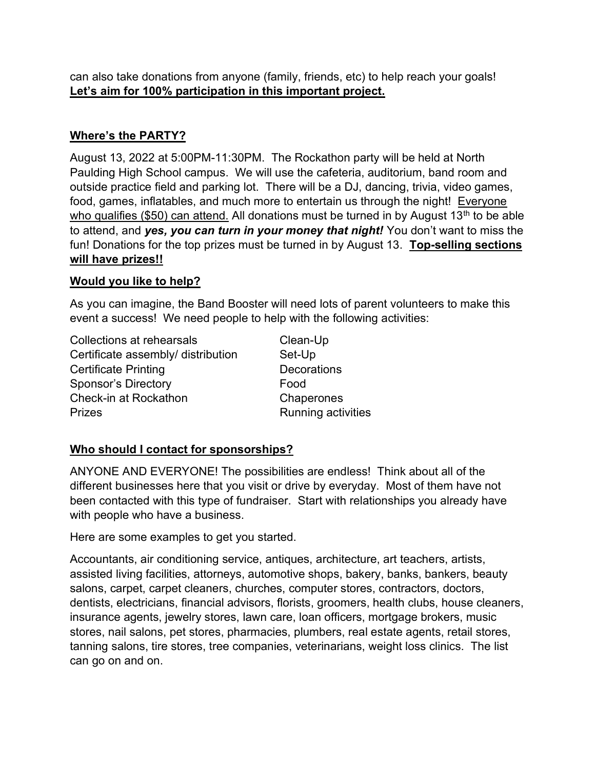can also take donations from anyone (family, friends, etc) to help reach your goals! **Let's aim for 100% participation in this important project.**

## Where's the PARTY?

August 13, 2022 at 5:00PM-11:30PM. The Rockathon party will be held at North Paulding High School campus. We will use the cafeteria, auditorium, band room and outside practice field and parking lot. There will be a DJ, dancing, trivia, video games, food, games, inflatables, and much more to entertain us through the night! Everyone who qualifies ($50) can attend. All donations must be turned in by August 13th to be able to attend, and ***yes, you can turn in your money that night!*** You don't want to miss the fun! Donations for the top prizes must be turned in by August 13. **Top-selling sections will have prizes!!**

## Would you like to help?

As you can imagine, the Band Booster will need lots of parent volunteers to make this event a success! We need people to help with the following activities:

- Collections at rehearsals
- Certificate assembly/ distribution
- Certificate Printing
- Sponsor's Directory
- Check-in at Rockathon
- Prizes
- Clean-Up
- Set-Up
- Decorations
- Food
- Chaperones
- Running activities

## Who should I contact for sponsorships?

ANYONE AND EVERYONE! The possibilities are endless! Think about all of the different businesses here that you visit or drive by everyday. Most of them have not been contacted with this type of fundraiser. Start with relationships you already have with people who have a business.

Here are some examples to get you started.

Accountants, air conditioning service, antiques, architecture, art teachers, artists, assisted living facilities, attorneys, automotive shops, bakery, banks, bankers, beauty salons, carpet, carpet cleaners, churches, computer stores, contractors, doctors, dentists, electricians, financial advisors, florists, groomers, health clubs, house cleaners, insurance agents, jewelry stores, lawn care, loan officers, mortgage brokers, music stores, nail salons, pet stores, pharmacies, plumbers, real estate agents, retail stores, tanning salons, tire stores, tree companies, veterinarians, weight loss clinics. The list can go on and on.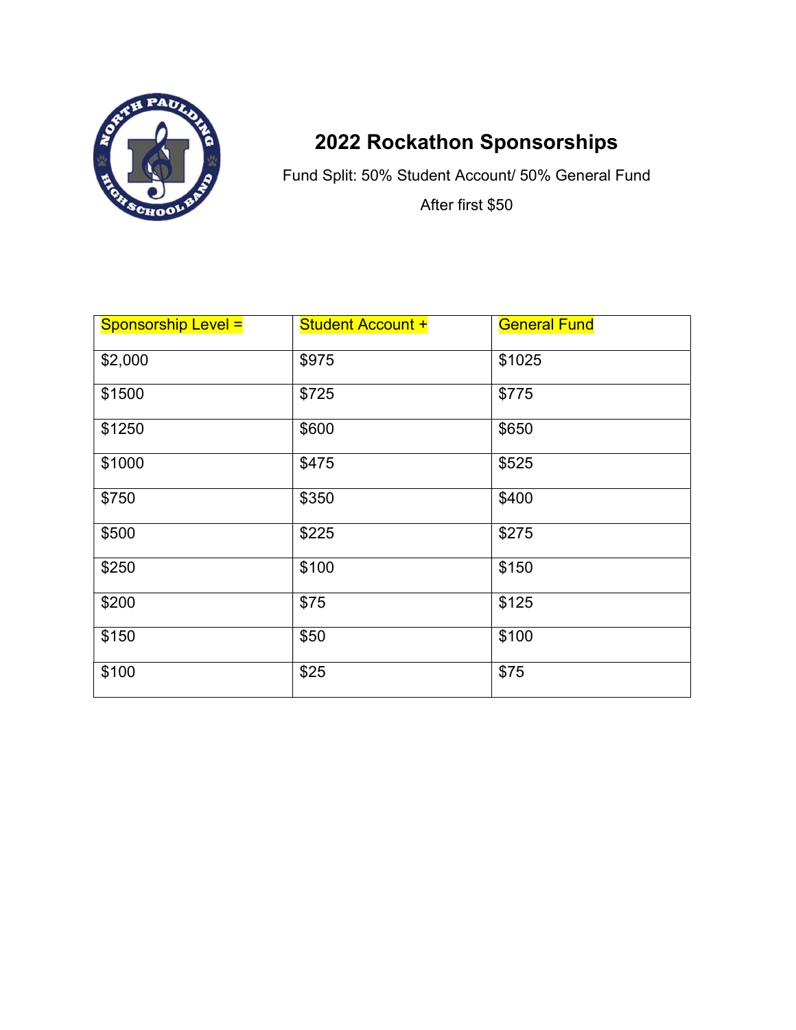# 2022 Rockathon Sponsorships

Fund Split: 50% Student Account/ 50% General Fund

After first $50

| Sponsorship Level = | Student Account + | General Fund |
|---|---|---|
| $2,000 | $975 | $1025 |
| $1500 | $725 | $775 |
| $1250 | $600 | $650 |
| $1000 | $475 | $525 |
| $750 | $350 | $400 |
| $500 | $225 | $275 |
| $250 | $100 | $150 |
| $200 | $75 | $125 |
| $150 | $50 | $100 |
| $100 | $25 | $75 |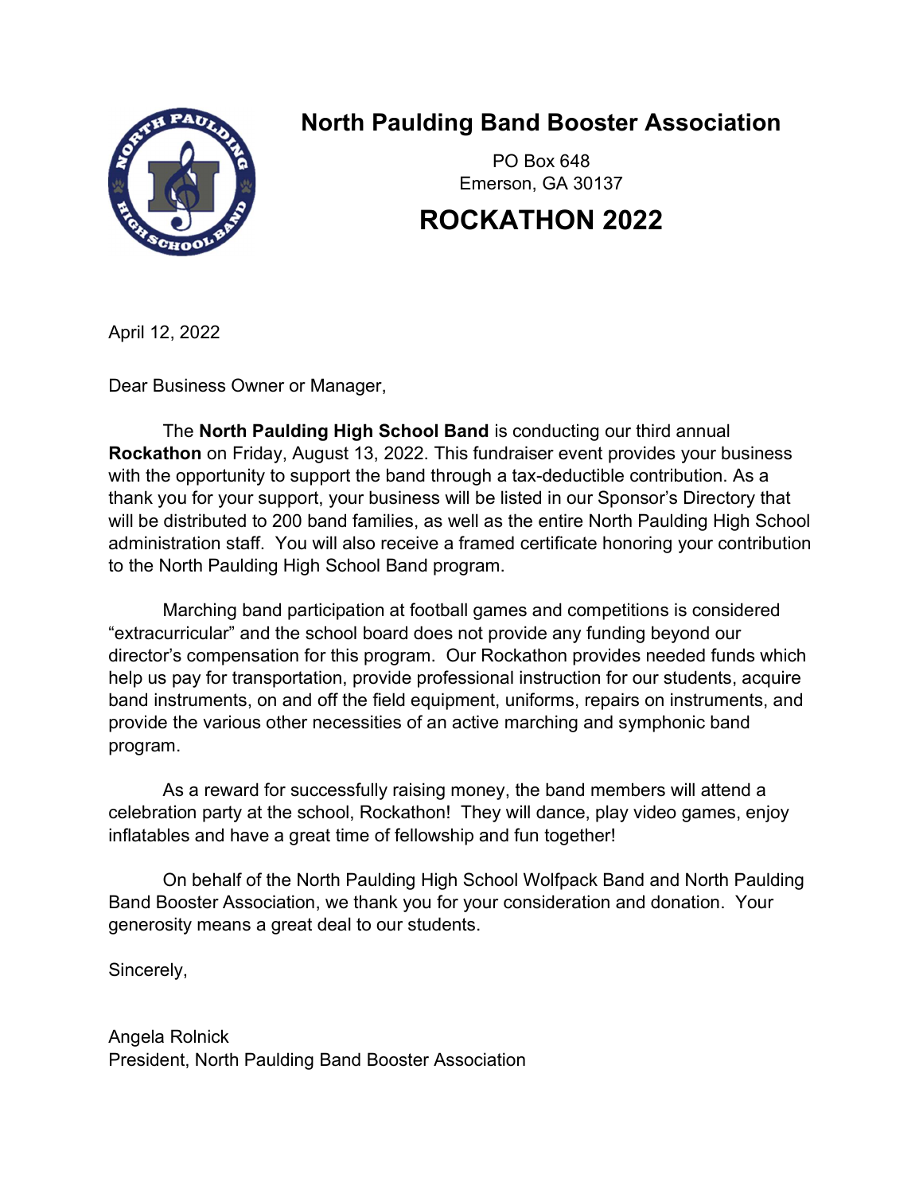# North Paulding Band Booster Association

PO Box 648
Emerson, GA 30137

## ROCKATHON 2022

April 12, 2022

Dear Business Owner or Manager,

The **North Paulding High School Band** is conducting our third annual **Rockathon** on Friday, August 13, 2022. This fundraiser event provides your business with the opportunity to support the band through a tax-deductible contribution. As a thank you for your support, your business will be listed in our Sponsor's Directory that will be distributed to 200 band families, as well as the entire North Paulding High School administration staff. You will also receive a framed certificate honoring your contribution to the North Paulding High School Band program.

Marching band participation at football games and competitions is considered "extracurricular" and the school board does not provide any funding beyond our director's compensation for this program. Our Rockathon provides needed funds which help us pay for transportation, provide professional instruction for our students, acquire band instruments, on and off the field equipment, uniforms, repairs on instruments, and provide the various other necessities of an active marching and symphonic band program.

As a reward for successfully raising money, the band members will attend a celebration party at the school, Rockathon! They will dance, play video games, enjoy inflatables and have a great time of fellowship and fun together!

On behalf of the North Paulding High School Wolfpack Band and North Paulding Band Booster Association, we thank you for your consideration and donation. Your generosity means a great deal to our students.

Sincerely,

Angela Rolnick
President, North Paulding Band Booster Association